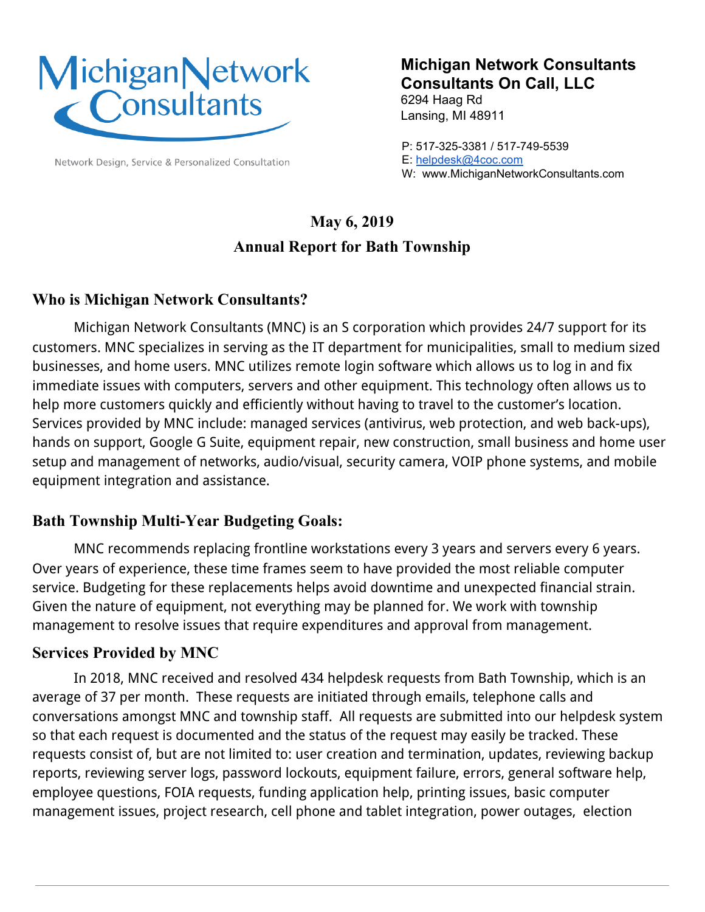Michigan Network Consultants

Network Design, Service & Personalized Consultation

**Michigan Network Consultants**
**Consultants On Call, LLC**
6294 Haag Rd
Lansing, MI 48911

P: 517-325-3381 / 517-749-5539
E: helpdesk@4coc.com
W: www.MichiganNetworkConsultants.com

# May 6, 2019
# Annual Report for Bath Township

## Who is Michigan Network Consultants?

Michigan Network Consultants (MNC) is an S corporation which provides 24/7 support for its customers. MNC specializes in serving as the IT department for municipalities, small to medium sized businesses, and home users. MNC utilizes remote login software which allows us to log in and fix immediate issues with computers, servers and other equipment. This technology often allows us to help more customers quickly and efficiently without having to travel to the customer's location. Services provided by MNC include: managed services (antivirus, web protection, and web back-ups), hands on support, Google G Suite, equipment repair, new construction, small business and home user setup and management of networks, audio/visual, security camera, VOIP phone systems, and mobile equipment integration and assistance.

## Bath Township Multi-Year Budgeting Goals:

MNC recommends replacing frontline workstations every 3 years and servers every 6 years. Over years of experience, these time frames seem to have provided the most reliable computer service. Budgeting for these replacements helps avoid downtime and unexpected financial strain. Given the nature of equipment, not everything may be planned for. We work with township management to resolve issues that require expenditures and approval from management.

## Services Provided by MNC

In 2018, MNC received and resolved 434 helpdesk requests from Bath Township, which is an average of 37 per month. These requests are initiated through emails, telephone calls and conversations amongst MNC and township staff. All requests are submitted into our helpdesk system so that each request is documented and the status of the request may easily be tracked. These requests consist of, but are not limited to: user creation and termination, updates, reviewing backup reports, reviewing server logs, password lockouts, equipment failure, errors, general software help, employee questions, FOIA requests, funding application help, printing issues, basic computer management issues, project research, cell phone and tablet integration, power outages, election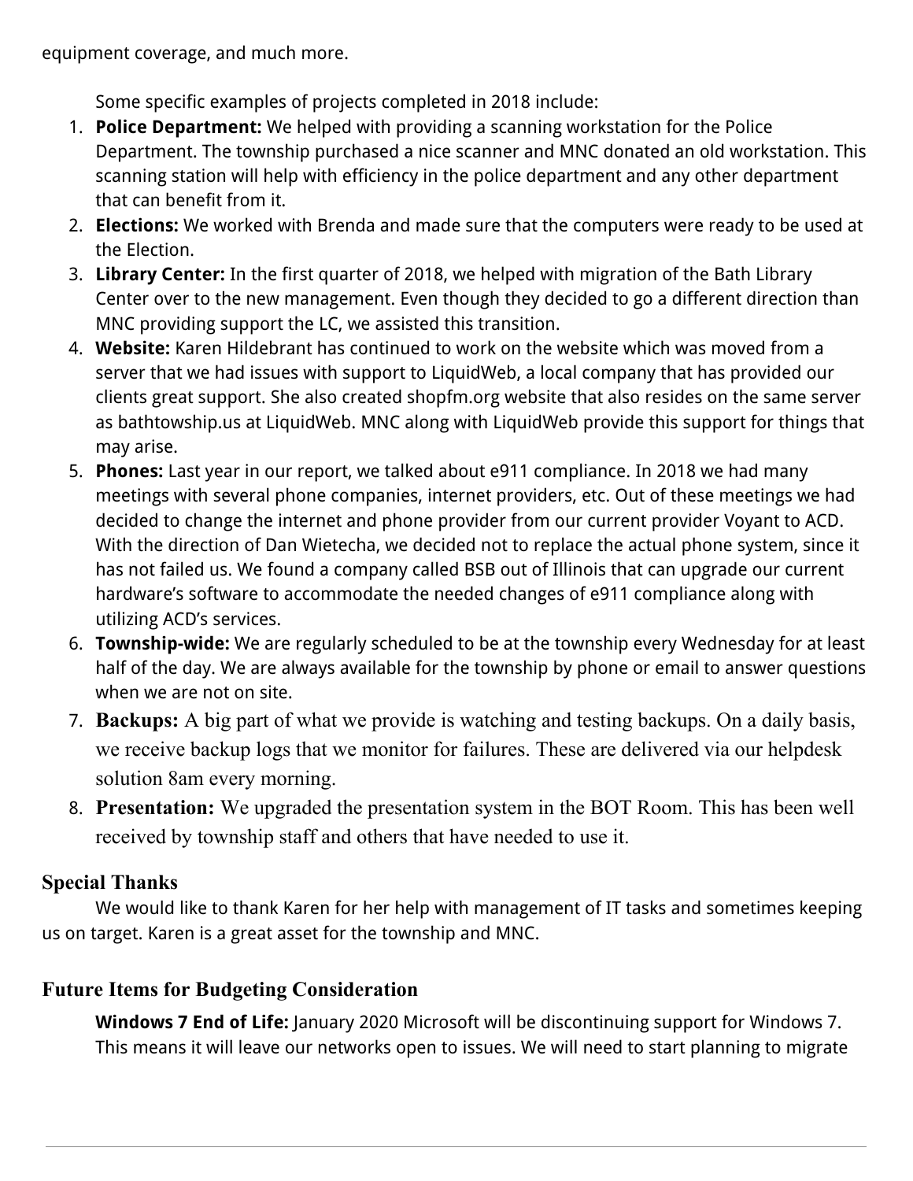equipment coverage, and much more.

Some specific examples of projects completed in 2018 include:

1. **Police Department:** We helped with providing a scanning workstation for the Police Department. The township purchased a nice scanner and MNC donated an old workstation. This scanning station will help with efficiency in the police department and any other department that can benefit from it.
2. **Elections:** We worked with Brenda and made sure that the computers were ready to be used at the Election.
3. **Library Center:** In the first quarter of 2018, we helped with migration of the Bath Library Center over to the new management. Even though they decided to go a different direction than MNC providing support the LC, we assisted this transition.
4. **Website:** Karen Hildebrant has continued to work on the website which was moved from a server that we had issues with support to LiquidWeb, a local company that has provided our clients great support. She also created shopfm.org website that also resides on the same server as bathtowship.us at LiquidWeb. MNC along with LiquidWeb provide this support for things that may arise.
5. **Phones:** Last year in our report, we talked about e911 compliance. In 2018 we had many meetings with several phone companies, internet providers, etc. Out of these meetings we had decided to change the internet and phone provider from our current provider Voyant to ACD. With the direction of Dan Wietecha, we decided not to replace the actual phone system, since it has not failed us. We found a company called BSB out of Illinois that can upgrade our current hardware's software to accommodate the needed changes of e911 compliance along with utilizing ACD's services.
6. **Township-wide:** We are regularly scheduled to be at the township every Wednesday for at least half of the day. We are always available for the township by phone or email to answer questions when we are not on site.
7. **Backups:** A big part of what we provide is watching and testing backups. On a daily basis, we receive backup logs that we monitor for failures. These are delivered via our helpdesk solution 8am every morning.
8. **Presentation:** We upgraded the presentation system in the BOT Room. This has been well received by township staff and others that have needed to use it.

## Special Thanks

We would like to thank Karen for her help with management of IT tasks and sometimes keeping us on target. Karen is a great asset for the township and MNC.

## Future Items for Budgeting Consideration

**Windows 7 End of Life:** January 2020 Microsoft will be discontinuing support for Windows 7. This means it will leave our networks open to issues. We will need to start planning to migrate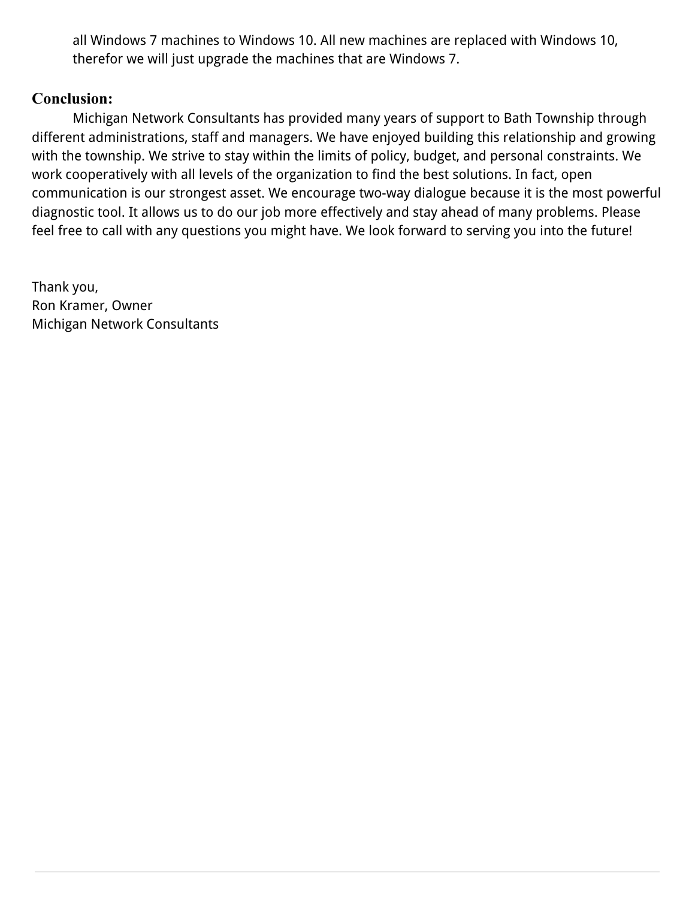all Windows 7 machines to Windows 10. All new machines are replaced with Windows 10, therefor we will just upgrade the machines that are Windows 7.

**Conclusion:**

Michigan Network Consultants has provided many years of support to Bath Township through different administrations, staff and managers. We have enjoyed building this relationship and growing with the township. We strive to stay within the limits of policy, budget, and personal constraints. We work cooperatively with all levels of the organization to find the best solutions. In fact, open communication is our strongest asset. We encourage two-way dialogue because it is the most powerful diagnostic tool. It allows us to do our job more effectively and stay ahead of many problems. Please feel free to call with any questions you might have. We look forward to serving you into the future!

Thank you,
Ron Kramer, Owner
Michigan Network Consultants